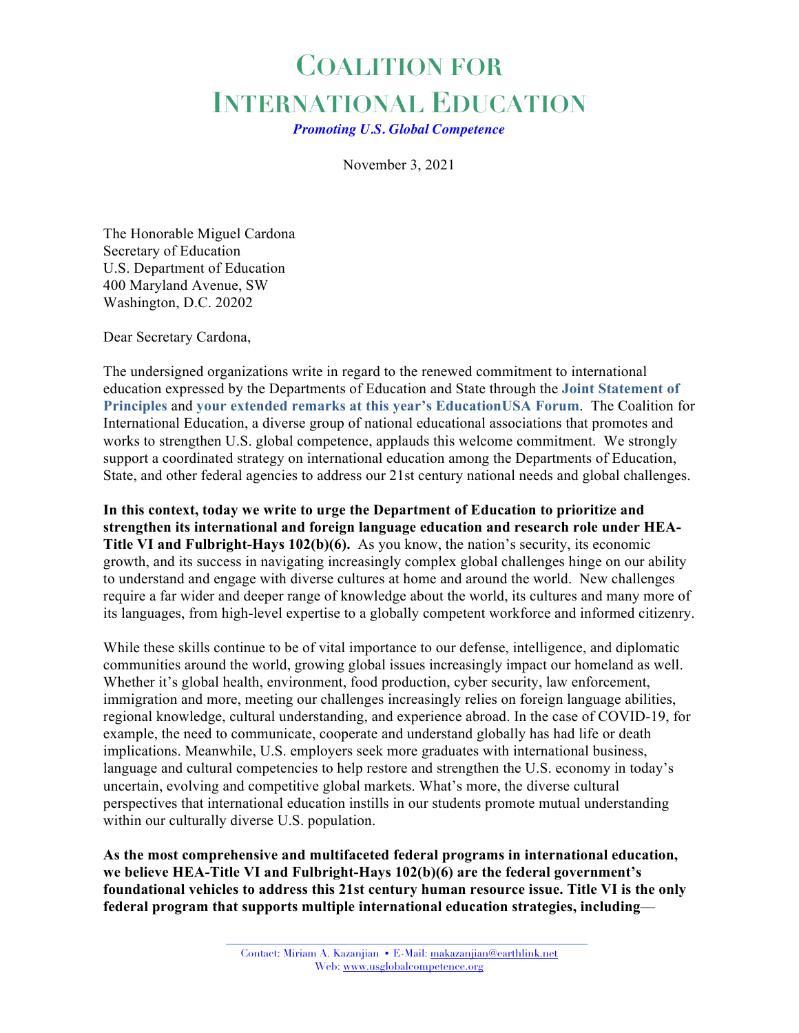# Coalition for International Education

***Promoting U.S. Global Competence***

November 3, 2021

The Honorable Miguel Cardona
Secretary of Education
U.S. Department of Education
400 Maryland Avenue, SW
Washington, D.C. 20202

Dear Secretary Cardona,

The undersigned organizations write in regard to the renewed commitment to international education expressed by the Departments of Education and State through the **Joint Statement of Principles** and **your extended remarks at this year's EducationUSA Forum**. The Coalition for International Education, a diverse group of national educational associations that promotes and works to strengthen U.S. global competence, applauds this welcome commitment. We strongly support a coordinated strategy on international education among the Departments of Education, State, and other federal agencies to address our 21st century national needs and global challenges.

**In this context, today we write to urge the Department of Education to prioritize and strengthen its international and foreign language education and research role under HEA-Title VI and Fulbright-Hays 102(b)(6).** As you know, the nation's security, its economic growth, and its success in navigating increasingly complex global challenges hinge on our ability to understand and engage with diverse cultures at home and around the world. New challenges require a far wider and deeper range of knowledge about the world, its cultures and many more of its languages, from high-level expertise to a globally competent workforce and informed citizenry.

While these skills continue to be of vital importance to our defense, intelligence, and diplomatic communities around the world, growing global issues increasingly impact our homeland as well. Whether it's global health, environment, food production, cyber security, law enforcement, immigration and more, meeting our challenges increasingly relies on foreign language abilities, regional knowledge, cultural understanding, and experience abroad. In the case of COVID-19, for example, the need to communicate, cooperate and understand globally has had life or death implications. Meanwhile, U.S. employers seek more graduates with international business, language and cultural competencies to help restore and strengthen the U.S. economy in today's uncertain, evolving and competitive global markets. What's more, the diverse cultural perspectives that international education instills in our students promote mutual understanding within our culturally diverse U.S. population.

**As the most comprehensive and multifaceted federal programs in international education, we believe HEA-Title VI and Fulbright-Hays 102(b)(6) are the federal government's foundational vehicles to address this 21st century human resource issue. Title VI is the only federal program that supports multiple international education strategies, including—**

Contact: Miriam A. Kazanjian • E-Mail: makazanjian@earthlink.net
Web: www.usglobalcompetence.org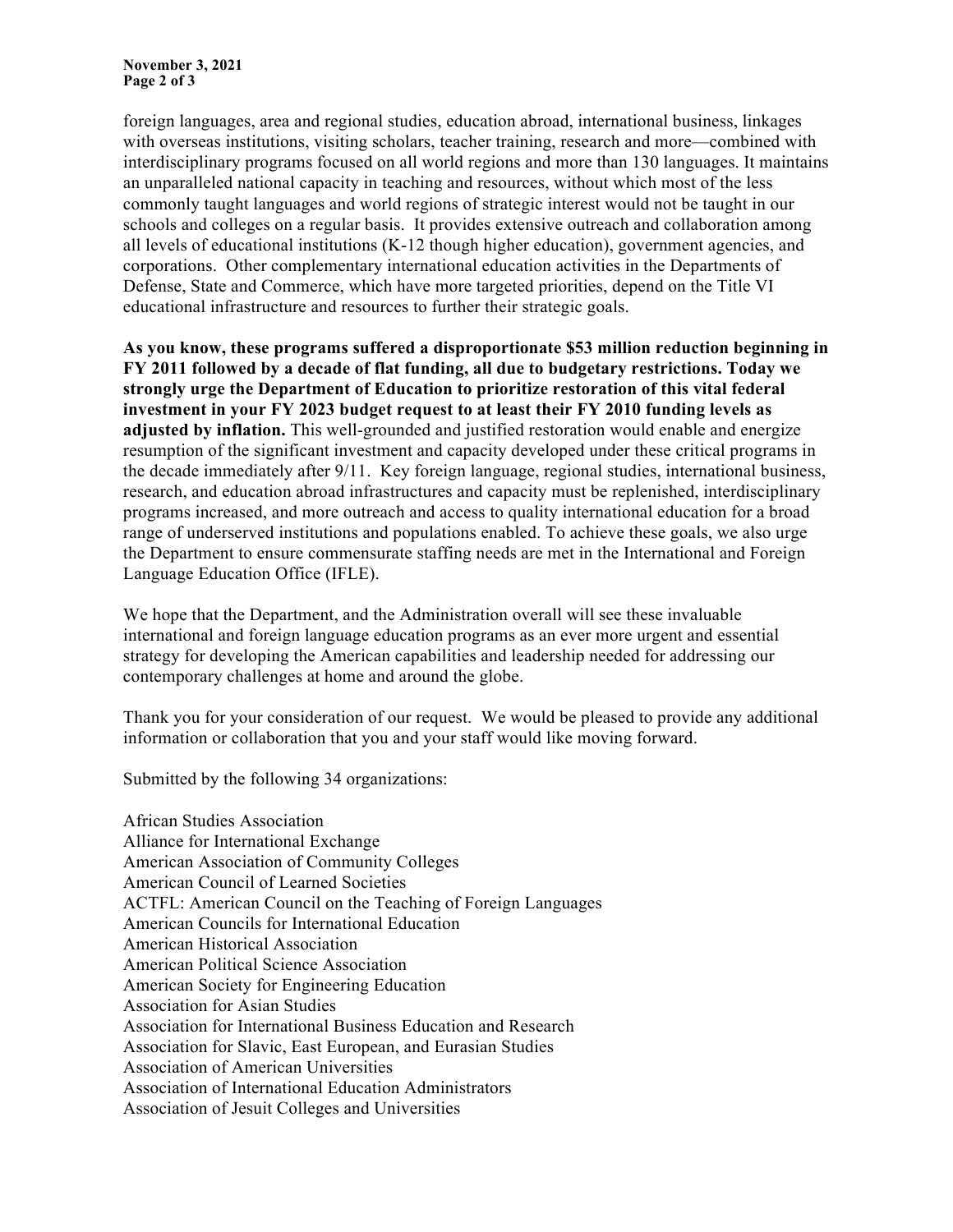foreign languages, area and regional studies, education abroad, international business, linkages with overseas institutions, visiting scholars, teacher training, research and more—combined with interdisciplinary programs focused on all world regions and more than 130 languages. It maintains an unparalleled national capacity in teaching and resources, without which most of the less commonly taught languages and world regions of strategic interest would not be taught in our schools and colleges on a regular basis. It provides extensive outreach and collaboration among all levels of educational institutions (K-12 though higher education), government agencies, and corporations. Other complementary international education activities in the Departments of Defense, State and Commerce, which have more targeted priorities, depend on the Title VI educational infrastructure and resources to further their strategic goals.

**As you know, these programs suffered a disproportionate $53 million reduction beginning in FY 2011 followed by a decade of flat funding, all due to budgetary restrictions. Today we strongly urge the Department of Education to prioritize restoration of this vital federal investment in your FY 2023 budget request to at least their FY 2010 funding levels as adjusted by inflation.** This well-grounded and justified restoration would enable and energize resumption of the significant investment and capacity developed under these critical programs in the decade immediately after 9/11. Key foreign language, regional studies, international business, research, and education abroad infrastructures and capacity must be replenished, interdisciplinary programs increased, and more outreach and access to quality international education for a broad range of underserved institutions and populations enabled. To achieve these goals, we also urge the Department to ensure commensurate staffing needs are met in the International and Foreign Language Education Office (IFLE).

We hope that the Department, and the Administration overall will see these invaluable international and foreign language education programs as an ever more urgent and essential strategy for developing the American capabilities and leadership needed for addressing our contemporary challenges at home and around the globe.

Thank you for your consideration of our request. We would be pleased to provide any additional information or collaboration that you and your staff would like moving forward.

Submitted by the following 34 organizations:

African Studies Association
Alliance for International Exchange
American Association of Community Colleges
American Council of Learned Societies
ACTFL: American Council on the Teaching of Foreign Languages
American Councils for International Education
American Historical Association
American Political Science Association
American Society for Engineering Education
Association for Asian Studies
Association for International Business Education and Research
Association for Slavic, East European, and Eurasian Studies
Association of American Universities
Association of International Education Administrators
Association of Jesuit Colleges and Universities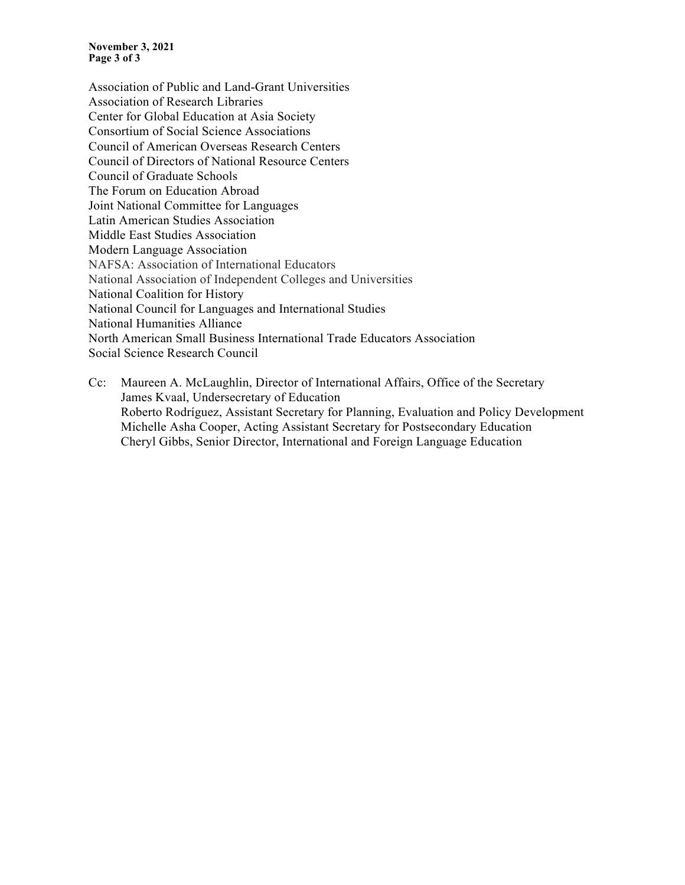Association of Public and Land-Grant Universities
Association of Research Libraries
Center for Global Education at Asia Society
Consortium of Social Science Associations
Council of American Overseas Research Centers
Council of Directors of National Resource Centers
Council of Graduate Schools
The Forum on Education Abroad
Joint National Committee for Languages
Latin American Studies Association
Middle East Studies Association
Modern Language Association
NAFSA: Association of International Educators
National Association of Independent Colleges and Universities
National Coalition for History
National Council for Languages and International Studies
National Humanities Alliance
North American Small Business International Trade Educators Association
Social Science Research Council

Cc: Maureen A. McLaughlin, Director of International Affairs, Office of the Secretary
James Kvaal, Undersecretary of Education
Roberto Rodríguez, Assistant Secretary for Planning, Evaluation and Policy Development
Michelle Asha Cooper, Acting Assistant Secretary for Postsecondary Education
Cheryl Gibbs, Senior Director, International and Foreign Language Education